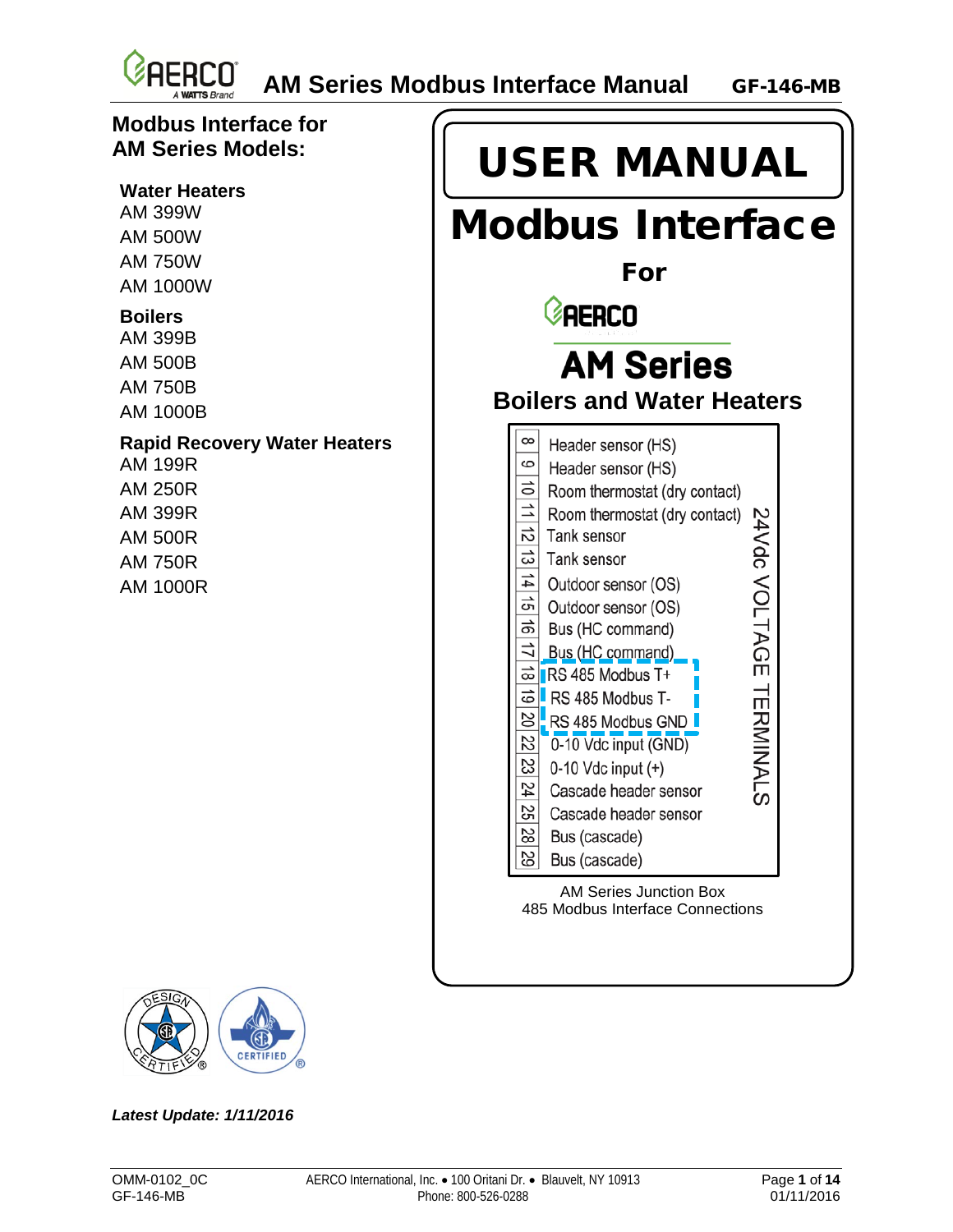# Modbus Interface for AM Series Models:

**Water Heaters**
AM 399W
AM 500W
AM 750W
AM 1000W

**Boilers**
AM 399B
AM 500B
AM 750B
AM 1000B

**Rapid Recovery Water Heaters**
AM 199R
AM 250R
AM 399R
AM 500R
AM 750R
AM 1000R

# USER MANUAL

# Modbus Interface

## For

## AERCO

# AM Series

## Boilers and Water Heaters

24Vdc VOLTAGE TERMINALS

| Terminal | Connection |
|---|---|
| 8 | Header sensor (HS) |
| 9 | Header sensor (HS) |
| 10 | Room thermostat (dry contact) |
| 11 | Room thermostat (dry contact) |
| 12 | Tank sensor |
| 13 | Tank sensor |
| 14 | Outdoor sensor (OS) |
| 15 | Outdoor sensor (OS) |
| 16 | Bus (HC command) |
| 17 | Bus (HC command) |
| 18 | RS 485 Modbus T+ |
| 19 | RS 485 Modbus T- |
| 20 | RS 485 Modbus GND |
| 22 | 0-10 Vdc input (GND) |
| 23 | 0-10 Vdc input (+) |
| 24 | Cascade header sensor |
| 25 | Cascade header sensor |
| 28 | Bus (cascade) |
| 29 | Bus (cascade) |

AM Series Junction Box
485 Modbus Interface Connections

***Latest Update: 1/11/2016***

OMM-0102_0C
GF-146-MB

AERCO International, Inc. • 100 Oritani Dr. • Blauvelt, NY 10913
Phone: 800-526-0288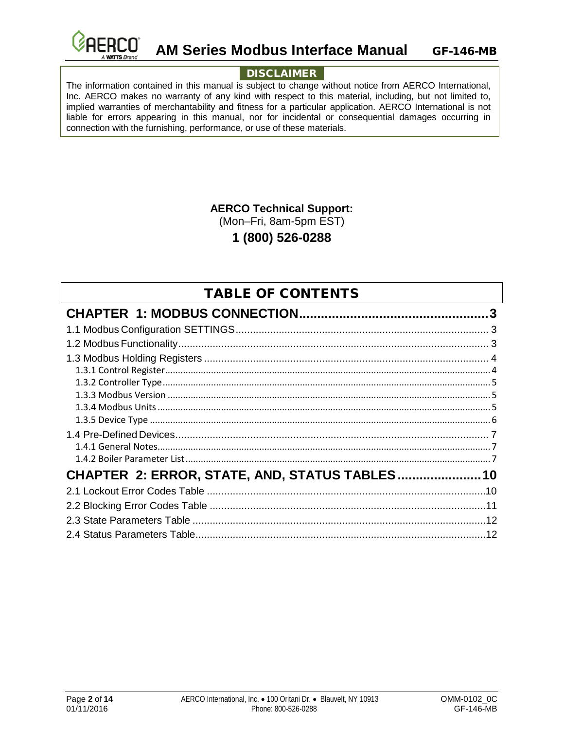## DISCLAIMER

The information contained in this manual is subject to change without notice from AERCO International, Inc. AERCO makes no warranty of any kind with respect to this material, including, but not limited to, implied warranties of merchantability and fitness for a particular application. AERCO International is not liable for errors appearing in this manual, nor for incidental or consequential damages occurring in connection with the furnishing, performance, or use of these materials.

**AERCO Technical Support:**

(Mon–Fri, 8am-5pm EST)

**1 (800) 526-0288**

## TABLE OF CONTENTS

**CHAPTER 1: MODBUS CONNECTION....................................................3**

1.1 Modbus Configuration SETTINGS........................................................................................ 3

1.2 Modbus Functionality............................................................................................................. 3

1.3 Modbus Holding Registers .................................................................................................... 4

- 1.3.1 Control Register.................................................................................................................. 4
- 1.3.2 Controller Type.................................................................................................................... 5
- 1.3.3 Modbus Version .................................................................................................................. 5
- 1.3.4 Modbus Units ...................................................................................................................... 5
- 1.3.5 Device Type ........................................................................................................................ 6

1.4 Pre-Defined Devices............................................................................................................. 7

- 1.4.1 General Notes...................................................................................................................... 7
- 1.4.2 Boiler Parameter List ........................................................................................................... 7

**CHAPTER 2: ERROR, STATE, AND STATUS TABLES.......................10**

2.1 Lockout Error Codes Table .................................................................................................10

2.2 Blocking Error Codes Table ................................................................................................11

2.3 State Parameters Table ......................................................................................................12

2.4 Status Parameters Table.....................................................................................................12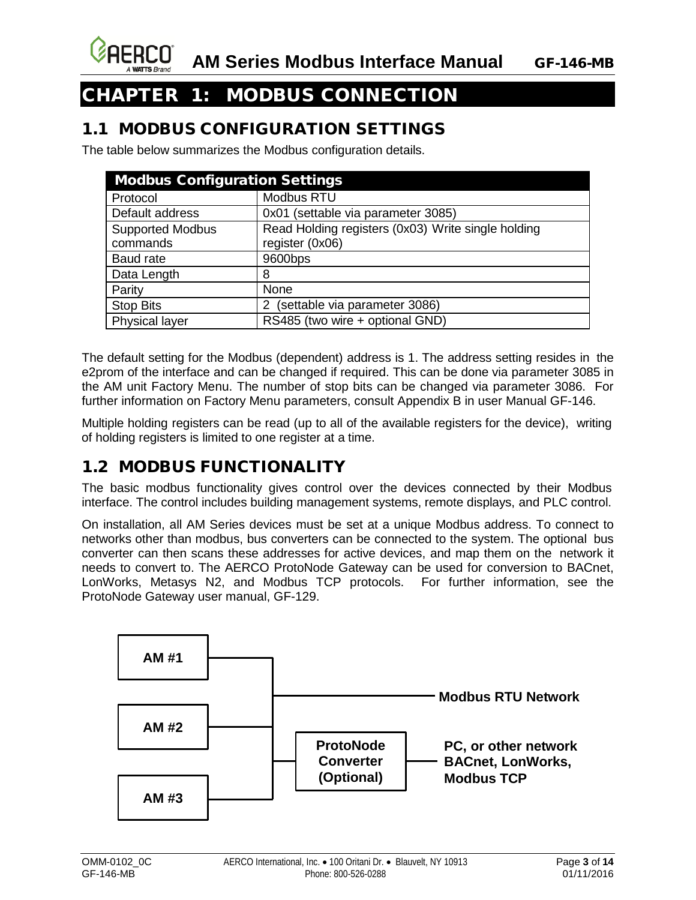# CHAPTER 1: MODBUS CONNECTION

## 1.1 MODBUS CONFIGURATION SETTINGS

The table below summarizes the Modbus configuration details.

| Modbus Configuration Settings | |
|---|---|
| Protocol | Modbus RTU |
| Default address | 0x01 (settable via parameter 3085) |
| Supported Modbus commands | Read Holding registers (0x03) Write single holding register (0x06) |
| Baud rate | 9600bps |
| Data Length | 8 |
| Parity | None |
| Stop Bits | 2 (settable via parameter 3086) |
| Physical layer | RS485 (two wire + optional GND) |

The default setting for the Modbus (dependent) address is 1. The address setting resides in the e2prom of the interface and can be changed if required. This can be done via parameter 3085 in the AM unit Factory Menu. The number of stop bits can be changed via parameter 3086. For further information on Factory Menu parameters, consult Appendix B in user Manual GF-146.

Multiple holding registers can be read (up to all of the available registers for the device), writing of holding registers is limited to one register at a time.

## 1.2 MODBUS FUNCTIONALITY

The basic modbus functionality gives control over the devices connected by their Modbus interface. The control includes building management systems, remote displays, and PLC control.

On installation, all AM Series devices must be set at a unique Modbus address. To connect to networks other than modbus, bus converters can be connected to the system. The optional bus converter can then scans these addresses for active devices, and map them on the network it needs to convert to. The AERCO ProtoNode Gateway can be used for conversion to BACnet, LonWorks, Metasys N2, and Modbus TCP protocols. For further information, see the ProtoNode Gateway user manual, GF-129.

**AM #1**

**AM #2**

**AM #3**

**Modbus RTU Network**

**ProtoNode Converter (Optional)**

**PC, or other network BACnet, LonWorks, Modbus TCP**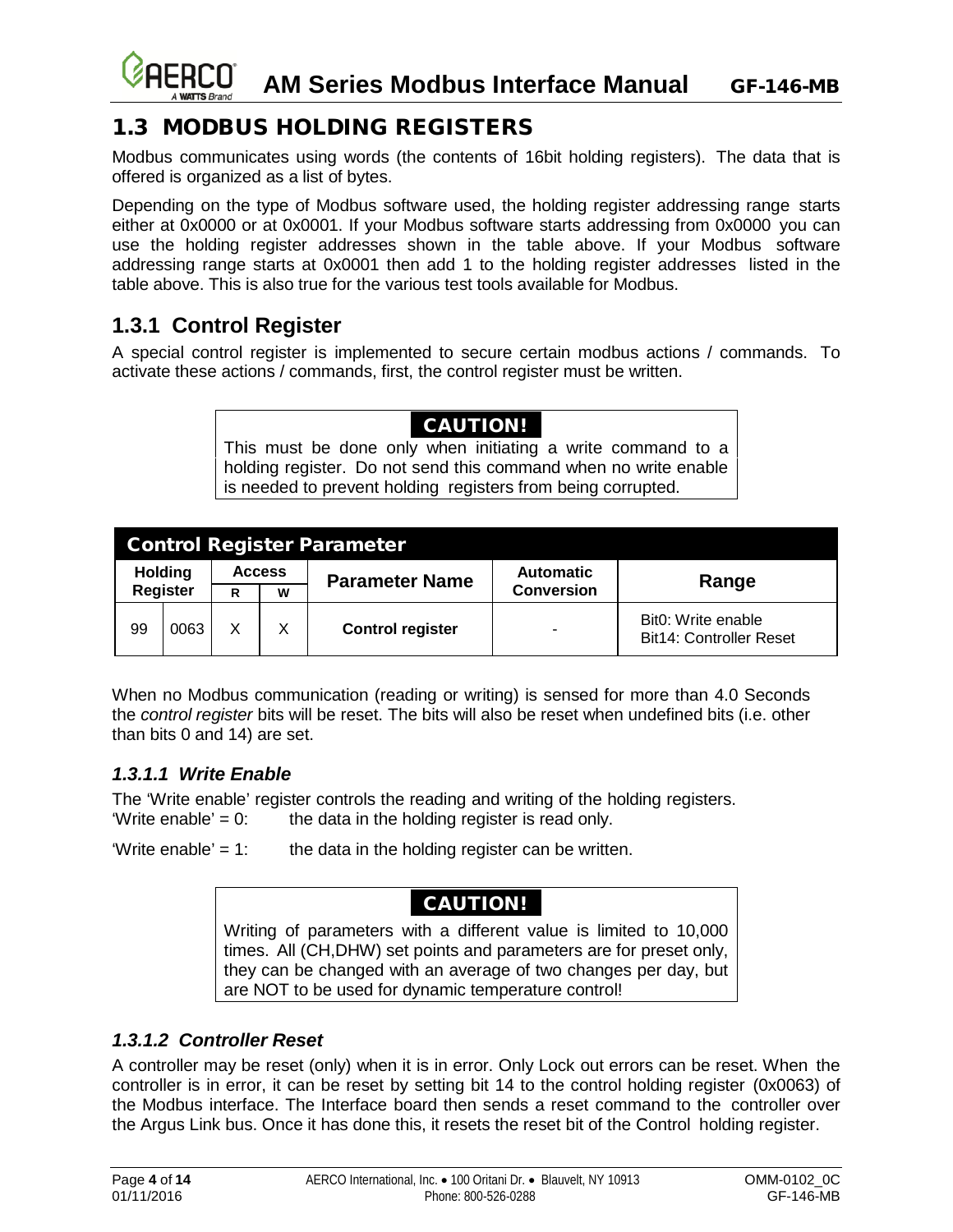## 1.3 MODBUS HOLDING REGISTERS

Modbus communicates using words (the contents of 16bit holding registers). The data that is offered is organized as a list of bytes.

Depending on the type of Modbus software used, the holding register addressing range starts either at 0x0000 or at 0x0001. If your Modbus software starts addressing from 0x0000 you can use the holding register addresses shown in the table above. If your Modbus software addressing range starts at 0x0001 then add 1 to the holding register addresses listed in the table above. This is also true for the various test tools available for Modbus.

### 1.3.1 Control Register

A special control register is implemented to secure certain modbus actions / commands. To activate these actions / commands, first, the control register must be written.

> **CAUTION!**
>
> This must be done only when initiating a write command to a holding register. Do not send this command when no write enable is needed to prevent holding registers from being corrupted.

**Control Register Parameter**

| Holding Register | | Access | | Parameter Name | Automatic Conversion | Range |
|---|---|---|---|---|---|---|
| | | R | W | | | |
| 99 | 0063 | X | X | **Control register** | - | Bit0: Write enable<br>Bit14: Controller Reset |

When no Modbus communication (reading or writing) is sensed for more than 4.0 Seconds the *control register* bits will be reset. The bits will also be reset when undefined bits (i.e. other than bits 0 and 14) are set.

#### *1.3.1.1 Write Enable*

The 'Write enable' register controls the reading and writing of the holding registers.
'Write enable' = 0: the data in the holding register is read only.

'Write enable' = 1: the data in the holding register can be written.

> **CAUTION!**
>
> Writing of parameters with a different value is limited to 10,000 times. All (CH,DHW) set points and parameters are for preset only, they can be changed with an average of two changes per day, but are NOT to be used for dynamic temperature control!

#### *1.3.1.2 Controller Reset*

A controller may be reset (only) when it is in error. Only Lock out errors can be reset. When the controller is in error, it can be reset by setting bit 14 to the control holding register (0x0063) of the Modbus interface. The Interface board then sends a reset command to the controller over the Argus Link bus. Once it has done this, it resets the reset bit of the Control holding register.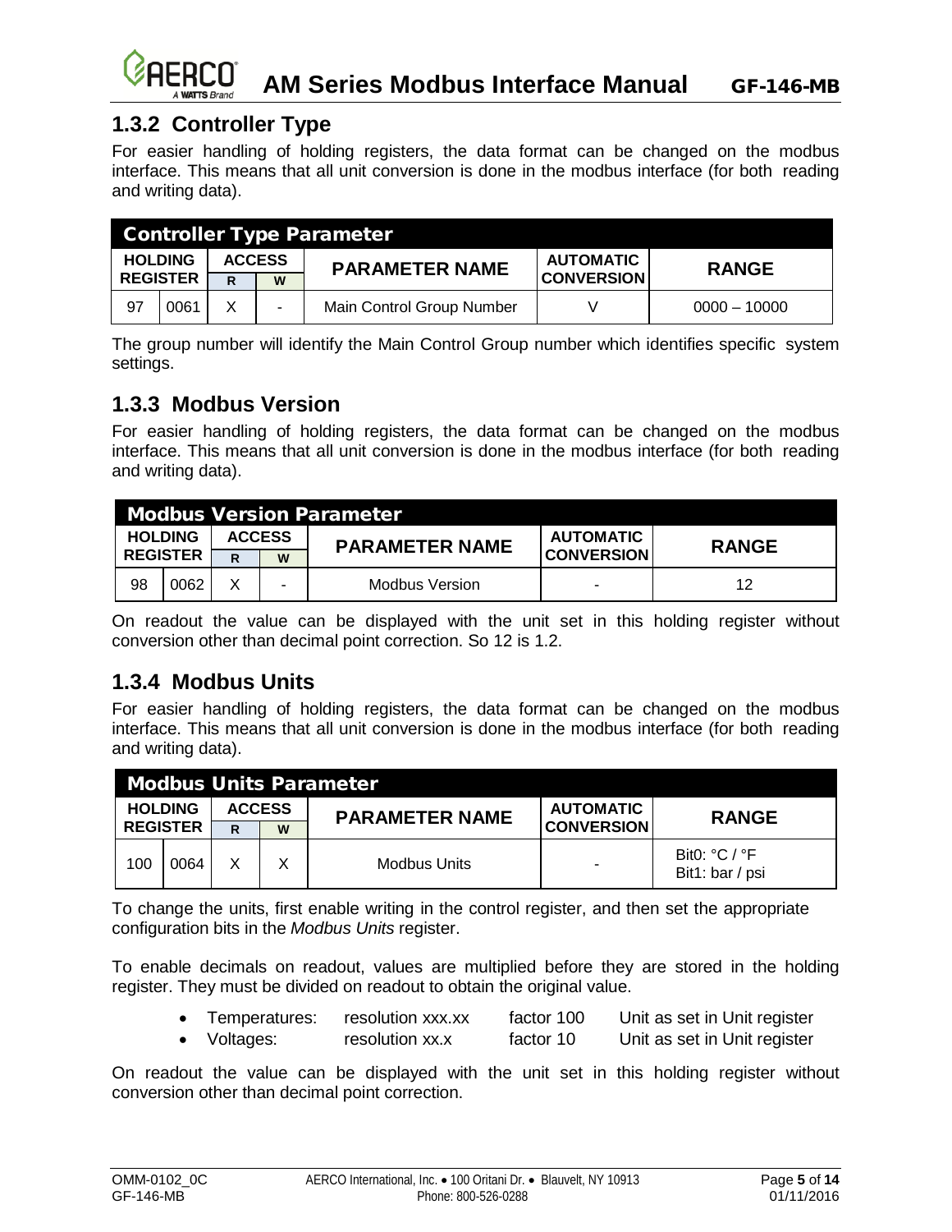## 1.3.2 Controller Type

For easier handling of holding registers, the data format can be changed on the modbus interface. This means that all unit conversion is done in the modbus interface (for both reading and writing data).

| **Controller Type Parameter** | | | | | | |
|---|---|---|---|---|---|---|
| **HOLDING REGISTER** | | **ACCESS** | | **PARAMETER NAME** | **AUTOMATIC CONVERSION** | **RANGE** |
| | | **R** | **W** | | | |
| 97 | 0061 | X | - | Main Control Group Number | V | 0000 – 10000 |

The group number will identify the Main Control Group number which identifies specific system settings.

## 1.3.3 Modbus Version

For easier handling of holding registers, the data format can be changed on the modbus interface. This means that all unit conversion is done in the modbus interface (for both reading and writing data).

| **Modbus Version Parameter** | | | | | | |
|---|---|---|---|---|---|---|
| **HOLDING REGISTER** | | **ACCESS** | | **PARAMETER NAME** | **AUTOMATIC CONVERSION** | **RANGE** |
| | | **R** | **W** | | | |
| 98 | 0062 | X | - | Modbus Version | - | 12 |

On readout the value can be displayed with the unit set in this holding register without conversion other than decimal point correction. So 12 is 1.2.

## 1.3.4 Modbus Units

For easier handling of holding registers, the data format can be changed on the modbus interface. This means that all unit conversion is done in the modbus interface (for both reading and writing data).

| **Modbus Units Parameter** | | | | | | |
|---|---|---|---|---|---|---|
| **HOLDING REGISTER** | | **ACCESS** | | **PARAMETER NAME** | **AUTOMATIC CONVERSION** | **RANGE** |
| | | **R** | **W** | | | |
| 100 | 0064 | X | X | Modbus Units | - | Bit0: °C / °F<br>Bit1: bar / psi |

To change the units, first enable writing in the control register, and then set the appropriate configuration bits in the *Modbus Units* register.

To enable decimals on readout, values are multiplied before they are stored in the holding register. They must be divided on readout to obtain the original value.

- Temperatures: resolution xxx.xx factor 100 Unit as set in Unit register
- Voltages: resolution xx.x factor 10 Unit as set in Unit register

On readout the value can be displayed with the unit set in this holding register without conversion other than decimal point correction.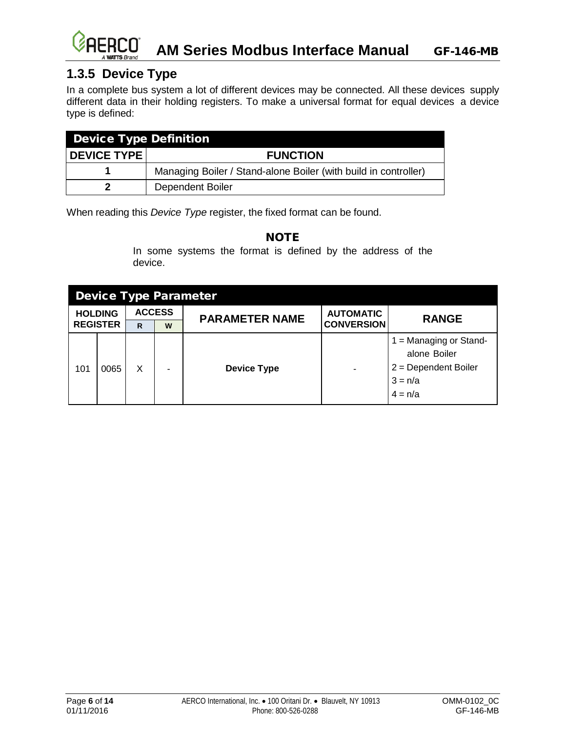### 1.3.5 Device Type

In a complete bus system a lot of different devices may be connected. All these devices supply different data in their holding registers. To make a universal format for equal devices a device type is defined:

**Device Type Definition**

| DEVICE TYPE | FUNCTION |
|---|---|
| 1 | Managing Boiler / Stand-alone Boiler (with build in controller) |
| 2 | Dependent Boiler |

When reading this *Device Type* register, the fixed format can be found.

**NOTE**

In some systems the format is defined by the address of the device.

**Device Type Parameter**

| HOLDING REGISTER | | ACCESS | | PARAMETER NAME | AUTOMATIC CONVERSION | RANGE |
|---|---|---|---|---|---|---|
| | | R | W | | | |
| 101 | 0065 | X | - | **Device Type** | - | 1 = Managing or Stand-alone Boiler<br>2 = Dependent Boiler<br>3 = n/a<br>4 = n/a |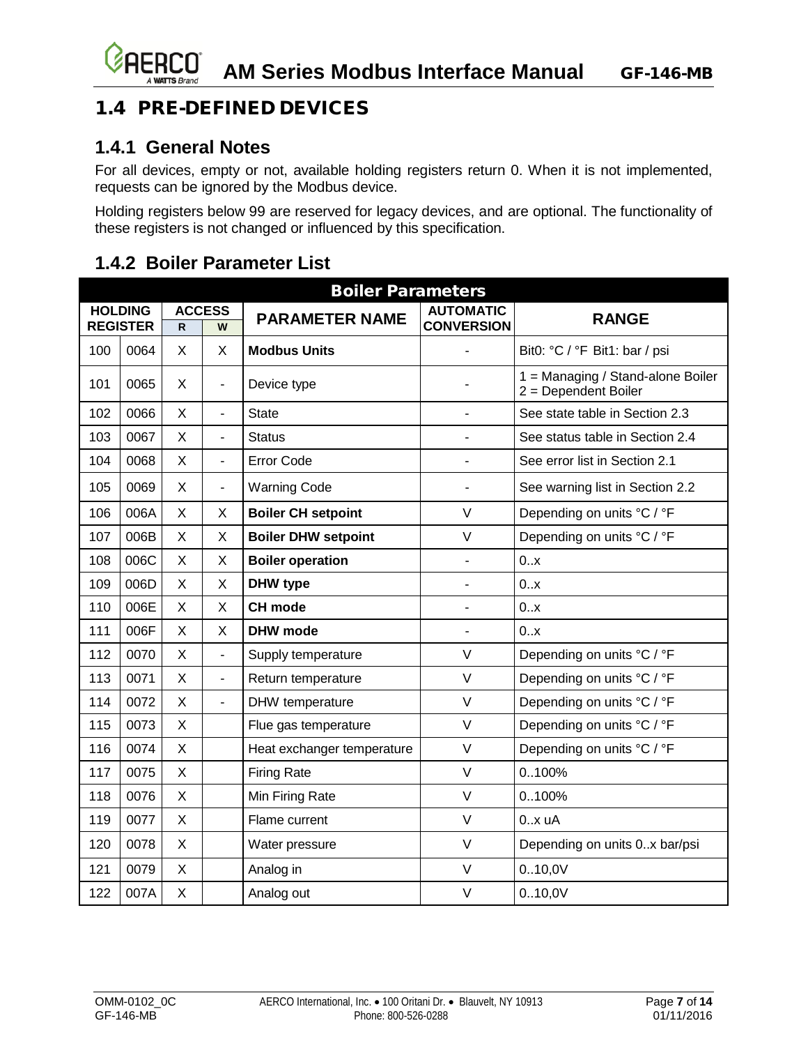## 1.4 PRE-DEFINED DEVICES

### 1.4.1 General Notes

For all devices, empty or not, available holding registers return 0. When it is not implemented, requests can be ignored by the Modbus device.

Holding registers below 99 are reserved for legacy devices, and are optional. The functionality of these registers is not changed or influenced by this specification.

### 1.4.2 Boiler Parameter List

| Boiler Parameters | | | | | | |
|---|---|---|---|---|---|---|
| HOLDING REGISTER | | ACCESS | | PARAMETER NAME | AUTOMATIC CONVERSION | RANGE |
| | | R | W | | | |
| 100 | 0064 | X | X | **Modbus Units** | - | Bit0: °C / °F Bit1: bar / psi |
| 101 | 0065 | X | - | Device type | - | 1 = Managing / Stand-alone Boiler<br>2 = Dependent Boiler |
| 102 | 0066 | X | - | State | - | See state table in Section 2.3 |
| 103 | 0067 | X | - | Status | - | See status table in Section 2.4 |
| 104 | 0068 | X | - | Error Code | - | See error list in Section 2.1 |
| 105 | 0069 | X | - | Warning Code | - | See warning list in Section 2.2 |
| 106 | 006A | X | X | **Boiler CH setpoint** | V | Depending on units °C / °F |
| 107 | 006B | X | X | **Boiler DHW setpoint** | V | Depending on units °C / °F |
| 108 | 006C | X | X | **Boiler operation** | - | 0..x |
| 109 | 006D | X | X | **DHW type** | - | 0..x |
| 110 | 006E | X | X | **CH mode** | - | 0..x |
| 111 | 006F | X | X | **DHW mode** | - | 0..x |
| 112 | 0070 | X | - | Supply temperature | V | Depending on units °C / °F |
| 113 | 0071 | X | - | Return temperature | V | Depending on units °C / °F |
| 114 | 0072 | X | - | DHW temperature | V | Depending on units °C / °F |
| 115 | 0073 | X | | Flue gas temperature | V | Depending on units °C / °F |
| 116 | 0074 | X | | Heat exchanger temperature | V | Depending on units °C / °F |
| 117 | 0075 | X | | Firing Rate | V | 0..100% |
| 118 | 0076 | X | | Min Firing Rate | V | 0..100% |
| 119 | 0077 | X | | Flame current | V | 0..x uA |
| 120 | 0078 | X | | Water pressure | V | Depending on units 0..x bar/psi |
| 121 | 0079 | X | | Analog in | V | 0..10,0V |
| 122 | 007A | X | | Analog out | V | 0..10,0V |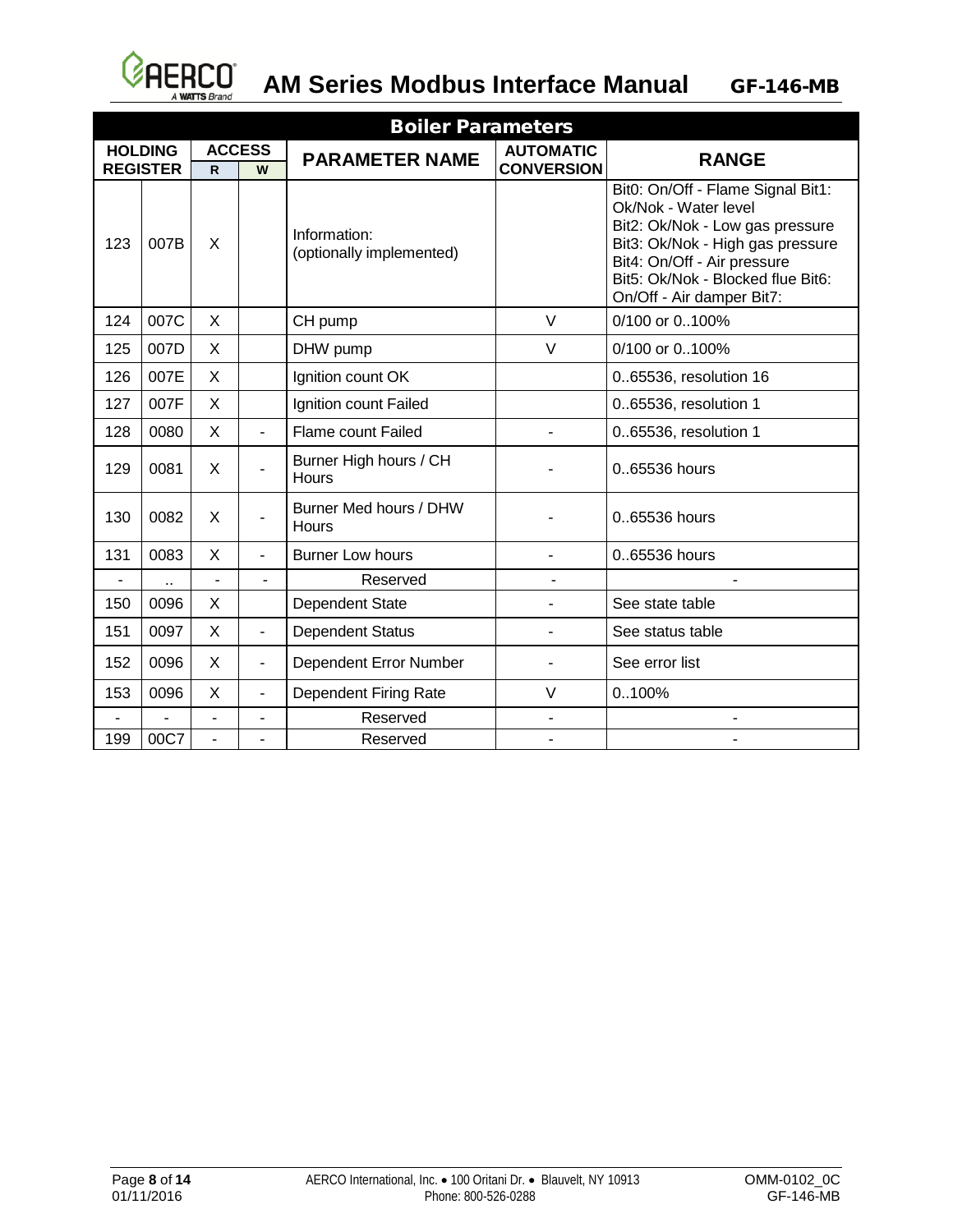| Boiler Parameters | | | | | | |
|---|---|---|---|---|---|---|
| HOLDING REGISTER | | ACCESS | | PARAMETER NAME | AUTOMATIC CONVERSION | RANGE |
| | | R | W | | | |
| 123 | 007B | X | | Information: (optionally implemented) | | Bit0: On/Off - Flame Signal Bit1: Ok/Nok - Water level Bit2: Ok/Nok - Low gas pressure Bit3: Ok/Nok - High gas pressure Bit4: On/Off - Air pressure Bit5: Ok/Nok - Blocked flue Bit6: On/Off - Air damper Bit7: |
| 124 | 007C | X | | CH pump | V | 0/100 or 0..100% |
| 125 | 007D | X | | DHW pump | V | 0/100 or 0..100% |
| 126 | 007E | X | | Ignition count OK | | 0..65536, resolution 16 |
| 127 | 007F | X | | Ignition count Failed | | 0..65536, resolution 1 |
| 128 | 0080 | X | - | Flame count Failed | - | 0..65536, resolution 1 |
| 129 | 0081 | X | - | Burner High hours / CH Hours | - | 0..65536 hours |
| 130 | 0082 | X | - | Burner Med hours / DHW Hours | - | 0..65536 hours |
| 131 | 0083 | X | - | Burner Low hours | - | 0..65536 hours |
| - | .. | - | - | Reserved | - | - |
| 150 | 0096 | X | | Dependent State | - | See state table |
| 151 | 0097 | X | - | Dependent Status | - | See status table |
| 152 | 0096 | X | - | Dependent Error Number | - | See error list |
| 153 | 0096 | X | - | Dependent Firing Rate | V | 0..100% |
| - | - | - | - | Reserved | - | - |
| 199 | 00C7 | - | - | Reserved | - | - |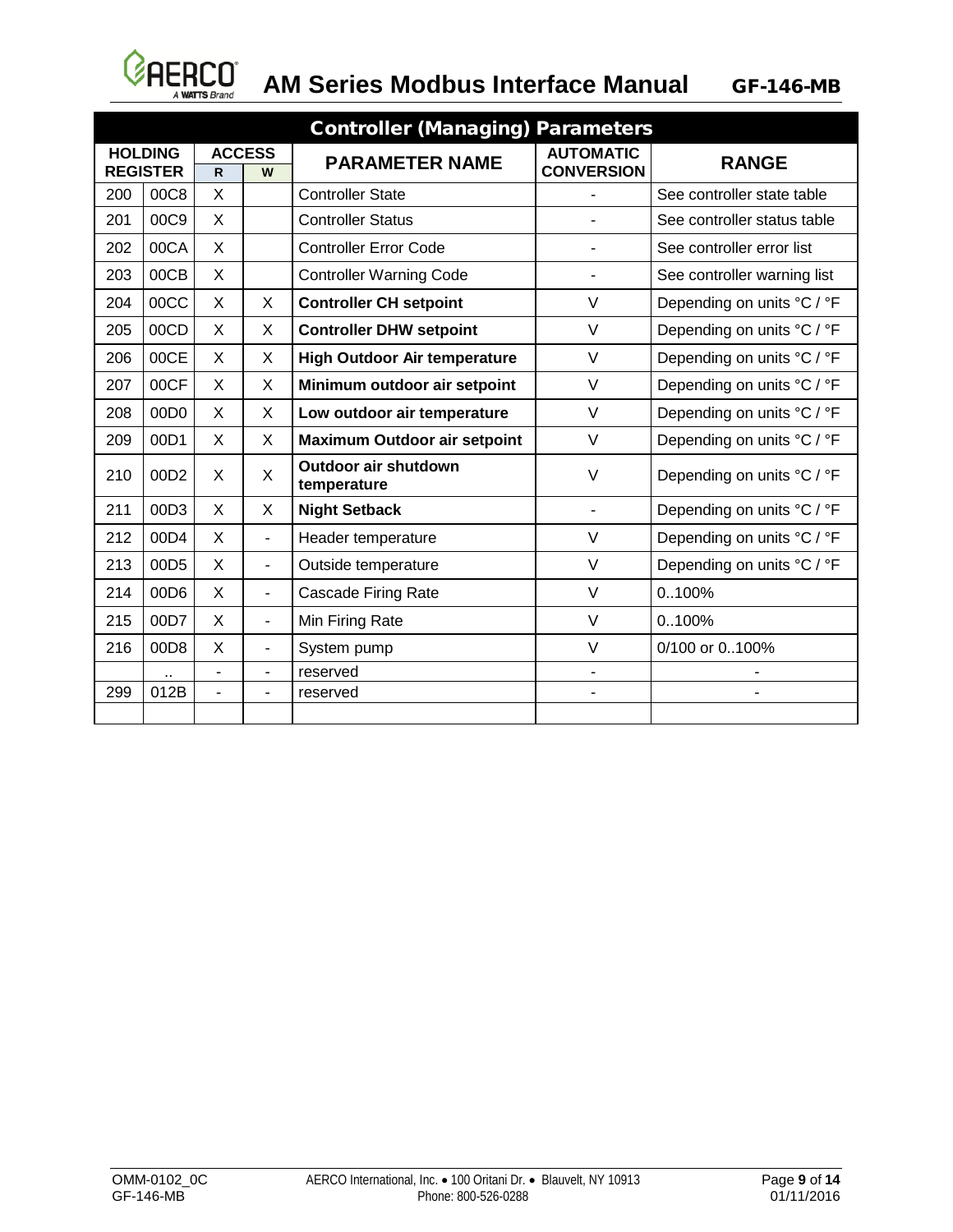| Controller (Managing) Parameters | | | | | | |
|---|---|---|---|---|---|---|
| **HOLDING REGISTER** | | **ACCESS** | | **PARAMETER NAME** | **AUTOMATIC CONVERSION** | **RANGE** |
| | | **R** | **W** | | | |
| 200 | 00C8 | X | | Controller State | - | See controller state table |
| 201 | 00C9 | X | | Controller Status | - | See controller status table |
| 202 | 00CA | X | | Controller Error Code | - | See controller error list |
| 203 | 00CB | X | | Controller Warning Code | - | See controller warning list |
| 204 | 00CC | X | X | **Controller CH setpoint** | V | Depending on units °C / °F |
| 205 | 00CD | X | X | **Controller DHW setpoint** | V | Depending on units °C / °F |
| 206 | 00CE | X | X | **High Outdoor Air temperature** | V | Depending on units °C / °F |
| 207 | 00CF | X | X | **Minimum outdoor air setpoint** | V | Depending on units °C / °F |
| 208 | 00D0 | X | X | **Low outdoor air temperature** | V | Depending on units °C / °F |
| 209 | 00D1 | X | X | **Maximum Outdoor air setpoint** | V | Depending on units °C / °F |
| 210 | 00D2 | X | X | **Outdoor air shutdown temperature** | V | Depending on units °C / °F |
| 211 | 00D3 | X | X | **Night Setback** | - | Depending on units °C / °F |
| 212 | 00D4 | X | - | Header temperature | V | Depending on units °C / °F |
| 213 | 00D5 | X | - | Outside temperature | V | Depending on units °C / °F |
| 214 | 00D6 | X | - | Cascade Firing Rate | V | 0..100% |
| 215 | 00D7 | X | - | Min Firing Rate | V | 0..100% |
| 216 | 00D8 | X | - | System pump | V | 0/100 or 0..100% |
| | .. | - | - | reserved | - | - |
| 299 | 012B | - | - | reserved | - | - |
| | | | | | | |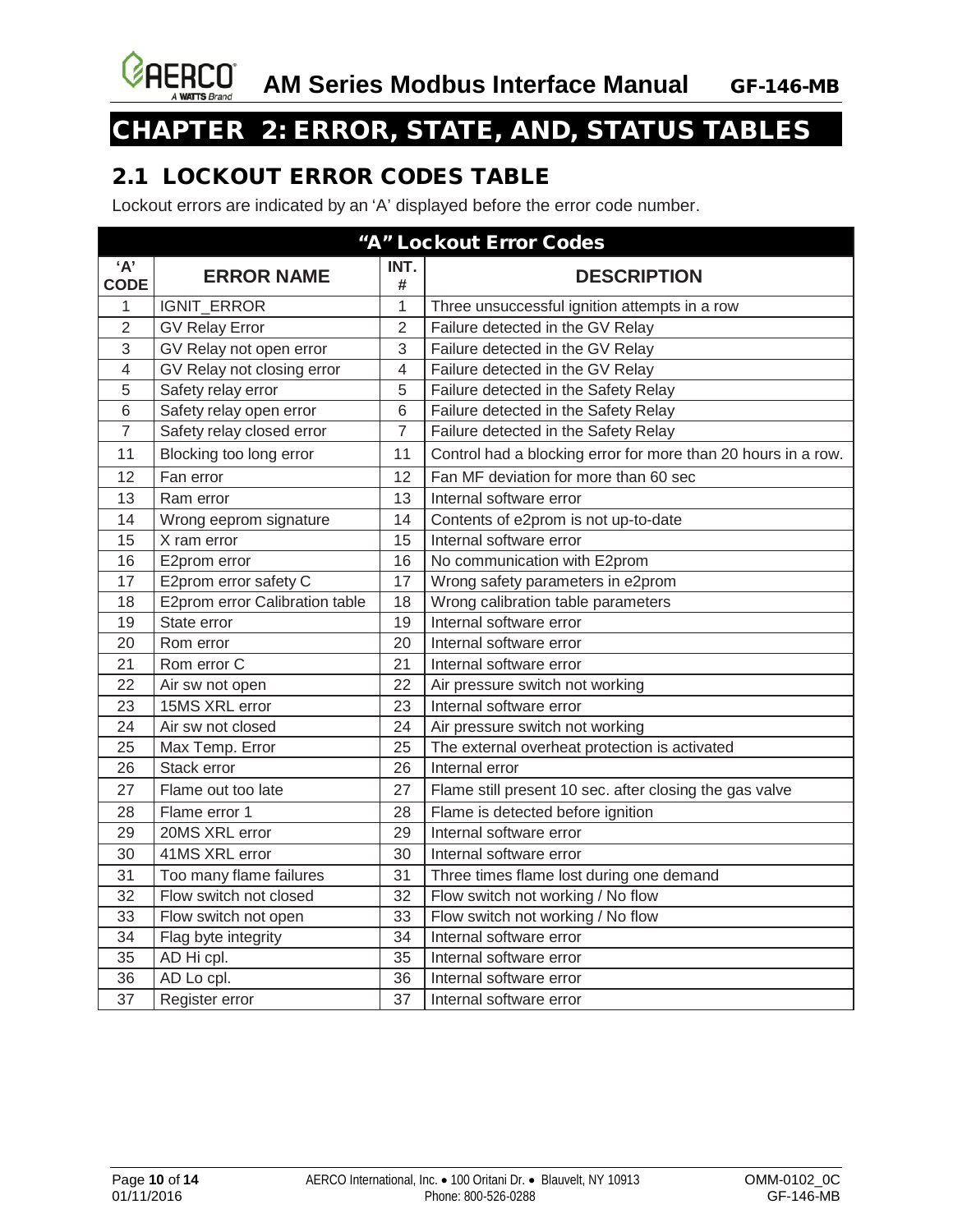# CHAPTER 2: ERROR, STATE, AND, STATUS TABLES

## 2.1 LOCKOUT ERROR CODES TABLE

Lockout errors are indicated by an 'A' displayed before the error code number.

| "A" Lockout Error Codes | | | |
|---|---|---|---|
| 'A' CODE | ERROR NAME | INT. # | DESCRIPTION |
| 1 | IGNIT_ERROR | 1 | Three unsuccessful ignition attempts in a row |
| 2 | GV Relay Error | 2 | Failure detected in the GV Relay |
| 3 | GV Relay not open error | 3 | Failure detected in the GV Relay |
| 4 | GV Relay not closing error | 4 | Failure detected in the GV Relay |
| 5 | Safety relay error | 5 | Failure detected in the Safety Relay |
| 6 | Safety relay open error | 6 | Failure detected in the Safety Relay |
| 7 | Safety relay closed error | 7 | Failure detected in the Safety Relay |
| 11 | Blocking too long error | 11 | Control had a blocking error for more than 20 hours in a row. |
| 12 | Fan error | 12 | Fan MF deviation for more than 60 sec |
| 13 | Ram error | 13 | Internal software error |
| 14 | Wrong eeprom signature | 14 | Contents of e2prom is not up-to-date |
| 15 | X ram error | 15 | Internal software error |
| 16 | E2prom error | 16 | No communication with E2prom |
| 17 | E2prom error safety C | 17 | Wrong safety parameters in e2prom |
| 18 | E2prom error Calibration table | 18 | Wrong calibration table parameters |
| 19 | State error | 19 | Internal software error |
| 20 | Rom error | 20 | Internal software error |
| 21 | Rom error C | 21 | Internal software error |
| 22 | Air sw not open | 22 | Air pressure switch not working |
| 23 | 15MS XRL error | 23 | Internal software error |
| 24 | Air sw not closed | 24 | Air pressure switch not working |
| 25 | Max Temp. Error | 25 | The external overheat protection is activated |
| 26 | Stack error | 26 | Internal error |
| 27 | Flame out too late | 27 | Flame still present 10 sec. after closing the gas valve |
| 28 | Flame error 1 | 28 | Flame is detected before ignition |
| 29 | 20MS XRL error | 29 | Internal software error |
| 30 | 41MS XRL error | 30 | Internal software error |
| 31 | Too many flame failures | 31 | Three times flame lost during one demand |
| 32 | Flow switch not closed | 32 | Flow switch not working / No flow |
| 33 | Flow switch not open | 33 | Flow switch not working / No flow |
| 34 | Flag byte integrity | 34 | Internal software error |
| 35 | AD Hi cpl. | 35 | Internal software error |
| 36 | AD Lo cpl. | 36 | Internal software error |
| 37 | Register error | 37 | Internal software error |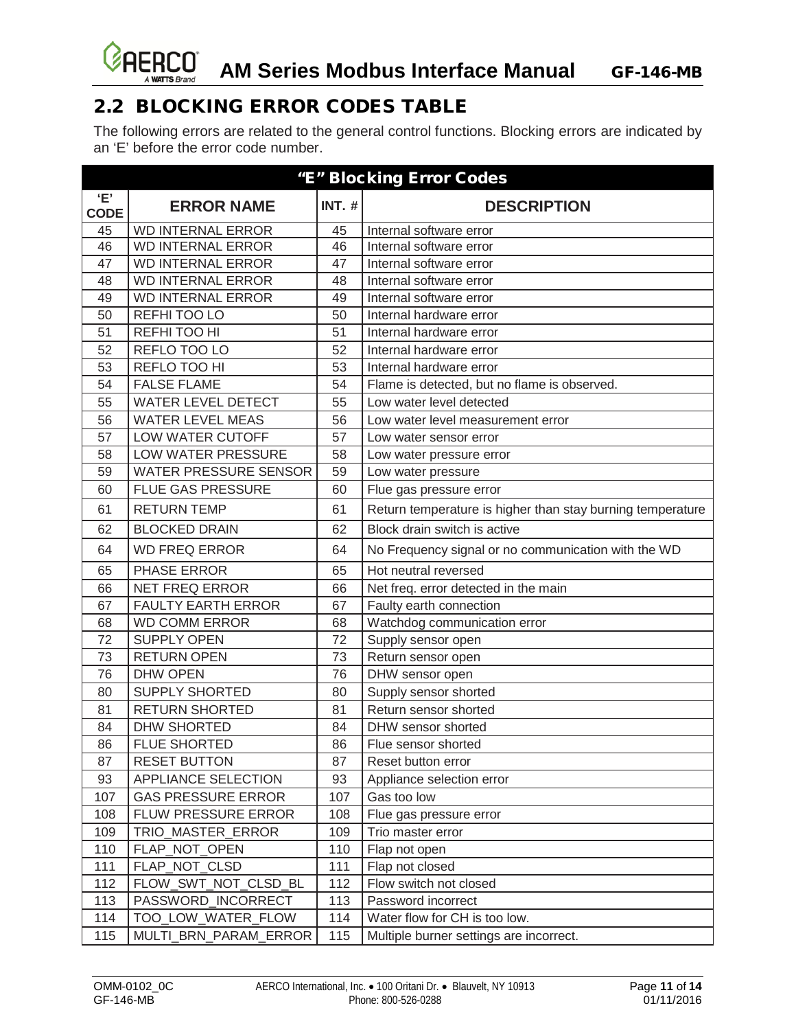## 2.2 BLOCKING ERROR CODES TABLE

The following errors are related to the general control functions. Blocking errors are indicated by an 'E' before the error code number.

| "E" Blocking Error Codes | | | |
|---|---|---|---|
| 'E' CODE | ERROR NAME | INT. # | DESCRIPTION |
| 45 | WD INTERNAL ERROR | 45 | Internal software error |
| 46 | WD INTERNAL ERROR | 46 | Internal software error |
| 47 | WD INTERNAL ERROR | 47 | Internal software error |
| 48 | WD INTERNAL ERROR | 48 | Internal software error |
| 49 | WD INTERNAL ERROR | 49 | Internal software error |
| 50 | REFHI TOO LO | 50 | Internal hardware error |
| 51 | REFHI TOO HI | 51 | Internal hardware error |
| 52 | REFLO TOO LO | 52 | Internal hardware error |
| 53 | REFLO TOO HI | 53 | Internal hardware error |
| 54 | FALSE FLAME | 54 | Flame is detected, but no flame is observed. |
| 55 | WATER LEVEL DETECT | 55 | Low water level detected |
| 56 | WATER LEVEL MEAS | 56 | Low water level measurement error |
| 57 | LOW WATER CUTOFF | 57 | Low water sensor error |
| 58 | LOW WATER PRESSURE | 58 | Low water pressure error |
| 59 | WATER PRESSURE SENSOR | 59 | Low water pressure |
| 60 | FLUE GAS PRESSURE | 60 | Flue gas pressure error |
| 61 | RETURN TEMP | 61 | Return temperature is higher than stay burning temperature |
| 62 | BLOCKED DRAIN | 62 | Block drain switch is active |
| 64 | WD FREQ ERROR | 64 | No Frequency signal or no communication with the WD |
| 65 | PHASE ERROR | 65 | Hot neutral reversed |
| 66 | NET FREQ ERROR | 66 | Net freq. error detected in the main |
| 67 | FAULTY EARTH ERROR | 67 | Faulty earth connection |
| 68 | WD COMM ERROR | 68 | Watchdog communication error |
| 72 | SUPPLY OPEN | 72 | Supply sensor open |
| 73 | RETURN OPEN | 73 | Return sensor open |
| 76 | DHW OPEN | 76 | DHW sensor open |
| 80 | SUPPLY SHORTED | 80 | Supply sensor shorted |
| 81 | RETURN SHORTED | 81 | Return sensor shorted |
| 84 | DHW SHORTED | 84 | DHW sensor shorted |
| 86 | FLUE SHORTED | 86 | Flue sensor shorted |
| 87 | RESET BUTTON | 87 | Reset button error |
| 93 | APPLIANCE SELECTION | 93 | Appliance selection error |
| 107 | GAS PRESSURE ERROR | 107 | Gas too low |
| 108 | FLUW PRESSURE ERROR | 108 | Flue gas pressure error |
| 109 | TRIO_MASTER_ERROR | 109 | Trio master error |
| 110 | FLAP_NOT_OPEN | 110 | Flap not open |
| 111 | FLAP_NOT_CLSD | 111 | Flap not closed |
| 112 | FLOW_SWT_NOT_CLSD_BL | 112 | Flow switch not closed |
| 113 | PASSWORD_INCORRECT | 113 | Password incorrect |
| 114 | TOO_LOW_WATER_FLOW | 114 | Water flow for CH is too low. |
| 115 | MULTI_BRN_PARAM_ERROR | 115 | Multiple burner settings are incorrect. |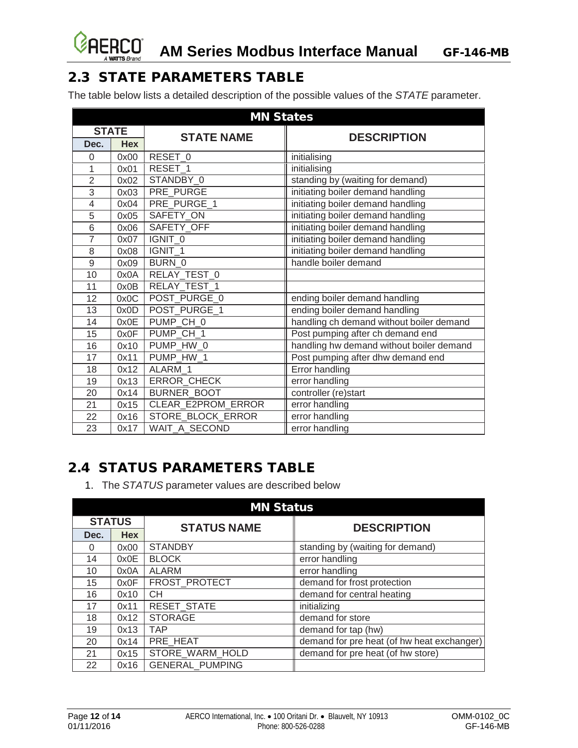## 2.3 STATE PARAMETERS TABLE

The table below lists a detailed description of the possible values of the *STATE* parameter.

| MN States | | | |
|---|---|---|---|
| STATE | | STATE NAME | DESCRIPTION |
| Dec. | Hex | | |
| 0 | 0x00 | RESET_0 | initialising |
| 1 | 0x01 | RESET_1 | initialising |
| 2 | 0x02 | STANDBY_0 | standing by (waiting for demand) |
| 3 | 0x03 | PRE_PURGE | initiating boiler demand handling |
| 4 | 0x04 | PRE_PURGE_1 | initiating boiler demand handling |
| 5 | 0x05 | SAFETY_ON | initiating boiler demand handling |
| 6 | 0x06 | SAFETY_OFF | initiating boiler demand handling |
| 7 | 0x07 | IGNIT_0 | initiating boiler demand handling |
| 8 | 0x08 | IGNIT_1 | initiating boiler demand handling |
| 9 | 0x09 | BURN_0 | handle boiler demand |
| 10 | 0x0A | RELAY_TEST_0 | |
| 11 | 0x0B | RELAY_TEST_1 | |
| 12 | 0x0C | POST_PURGE_0 | ending boiler demand handling |
| 13 | 0x0D | POST_PURGE_1 | ending boiler demand handling |
| 14 | 0x0E | PUMP_CH_0 | handling ch demand without boiler demand |
| 15 | 0x0F | PUMP_CH_1 | Post pumping after ch demand end |
| 16 | 0x10 | PUMP_HW_0 | handling hw demand without boiler demand |
| 17 | 0x11 | PUMP_HW_1 | Post pumping after dhw demand end |
| 18 | 0x12 | ALARM_1 | Error handling |
| 19 | 0x13 | ERROR_CHECK | error handling |
| 20 | 0x14 | BURNER_BOOT | controller (re)start |
| 21 | 0x15 | CLEAR_E2PROM_ERROR | error handling |
| 22 | 0x16 | STORE_BLOCK_ERROR | error handling |
| 23 | 0x17 | WAIT_A_SECOND | error handling |

## 2.4 STATUS PARAMETERS TABLE

1. The *STATUS* parameter values are described below

| MN Status | | | |
|---|---|---|---|
| STATUS | | STATUS NAME | DESCRIPTION |
| Dec. | Hex | | |
| 0 | 0x00 | STANDBY | standing by (waiting for demand) |
| 14 | 0x0E | BLOCK | error handling |
| 10 | 0x0A | ALARM | error handling |
| 15 | 0x0F | FROST_PROTECT | demand for frost protection |
| 16 | 0x10 | CH | demand for central heating |
| 17 | 0x11 | RESET_STATE | initializing |
| 18 | 0x12 | STORAGE | demand for store |
| 19 | 0x13 | TAP | demand for tap (hw) |
| 20 | 0x14 | PRE_HEAT | demand for pre heat (of hw heat exchanger) |
| 21 | 0x15 | STORE_WARM_HOLD | demand for pre heat (of hw store) |
| 22 | 0x16 | GENERAL_PUMPING | |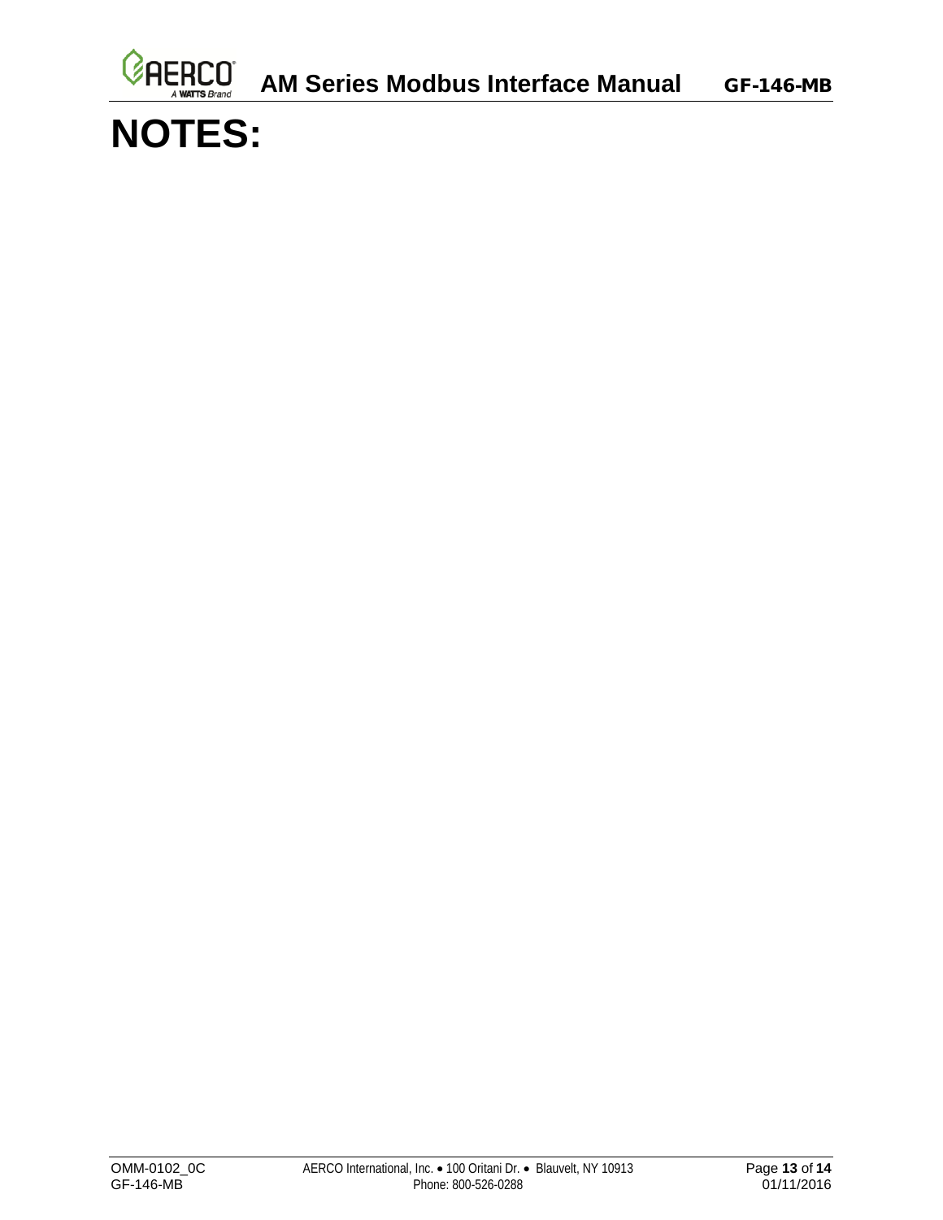# NOTES: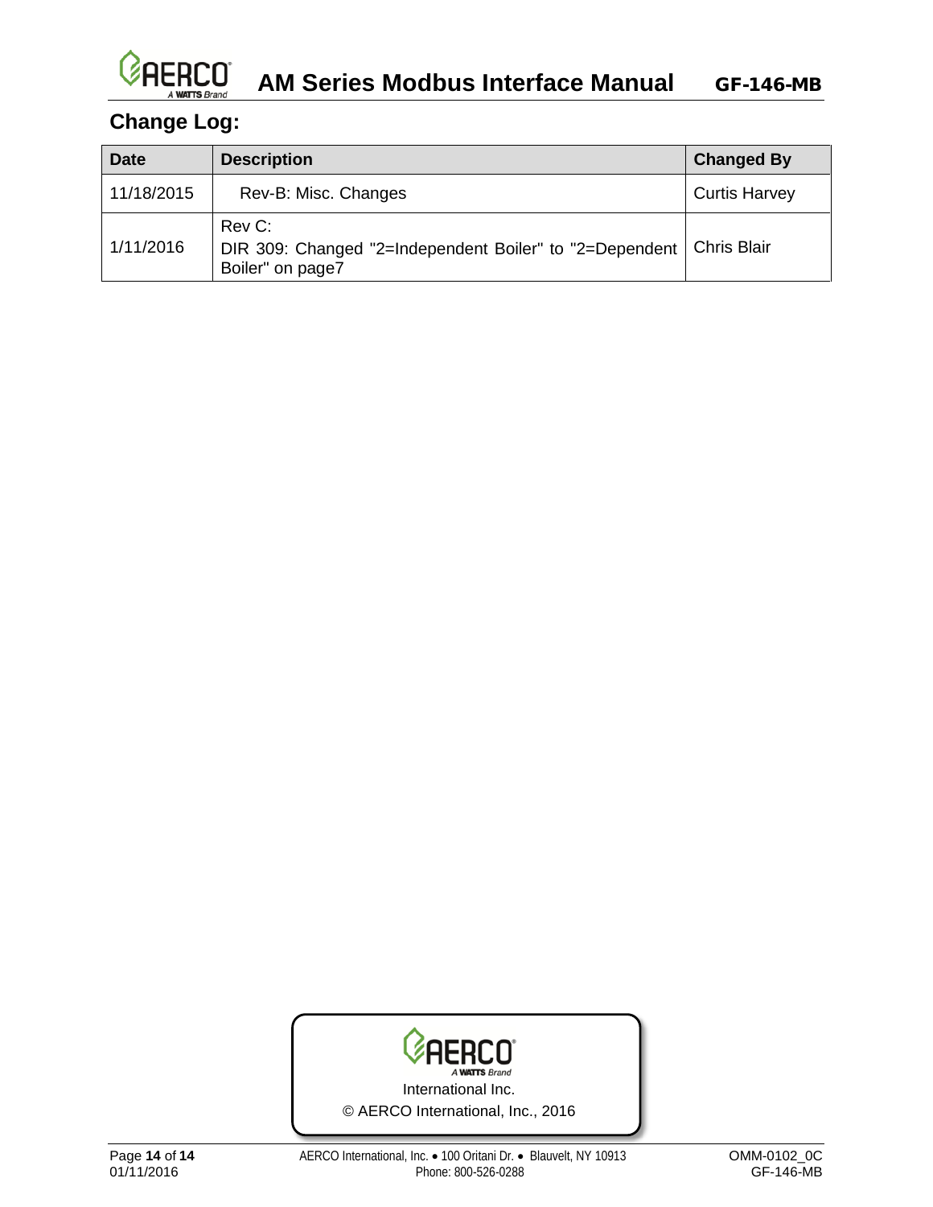## Change Log:

| Date | Description | Changed By |
| --- | --- | --- |
| 11/18/2015 | Rev-B: Misc. Changes | Curtis Harvey |
| 1/11/2016 | Rev C:<br>DIR 309: Changed "2=Independent Boiler" to "2=Dependent Boiler" on page7 | Chris Blair |

International Inc.

© AERCO International, Inc., 2016